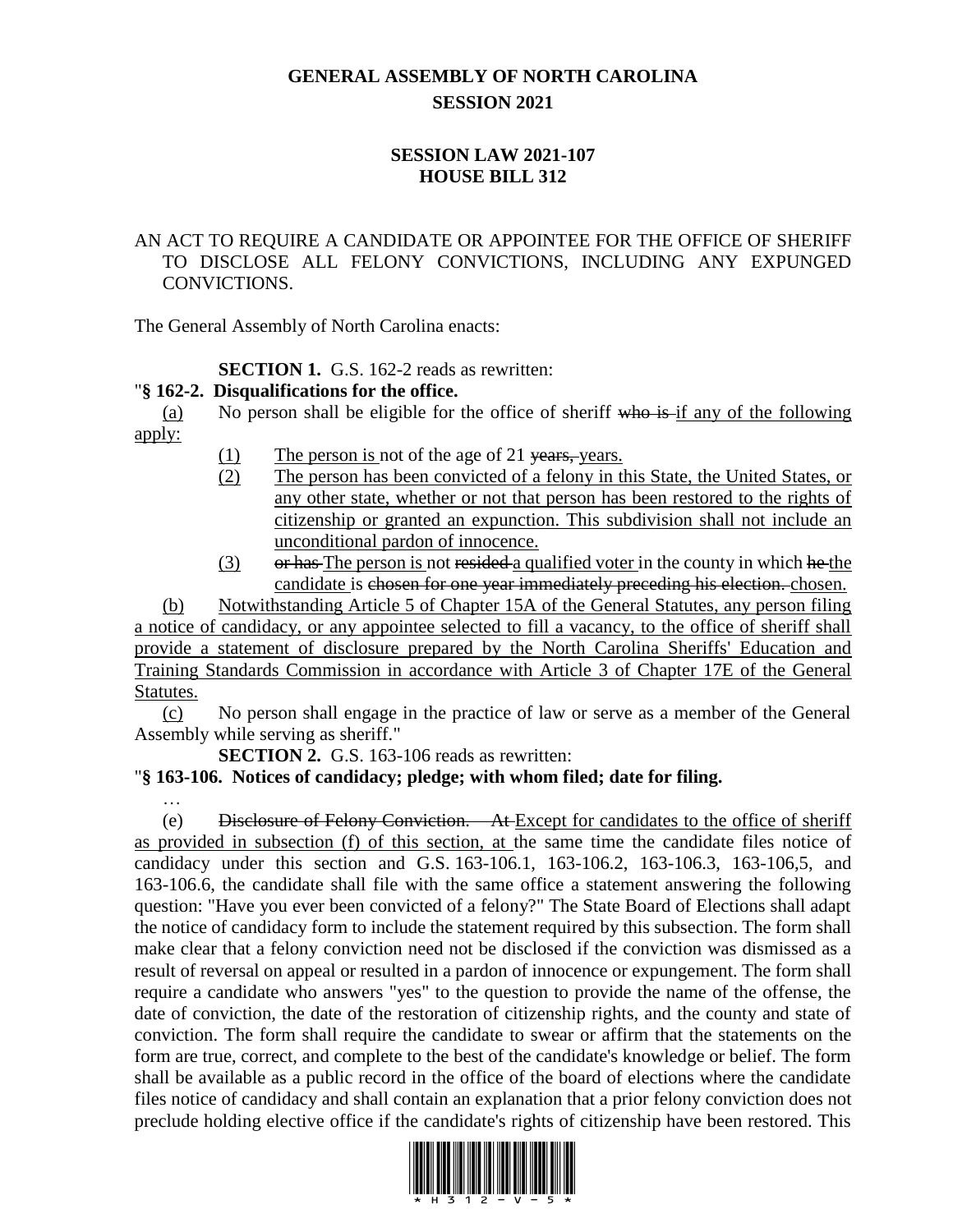# GENERAL ASSEMBLY OF NORTH CAROLINA
## SESSION 2021

## SESSION LAW 2021-107
## HOUSE BILL 312

AN ACT TO REQUIRE A CANDIDATE OR APPOINTEE FOR THE OFFICE OF SHERIFF TO DISCLOSE ALL FELONY CONVICTIONS, INCLUDING ANY EXPUNGED CONVICTIONS.

The General Assembly of North Carolina enacts:

**SECTION 1.** G.S. 162-2 reads as rewritten:

"**§ 162-2. Disqualifications for the office.**

<u>(a)</u> No person shall be eligible for the office of sheriff ~~who is~~ <u>if any of the following apply:</u>

<u>(1)</u> <u>The person is</u> not of the age of 21 ~~years,~~ <u>years.</u>

<u>(2)</u> <u>The person has been convicted of a felony in this State, the United States, or any other state, whether or not that person has been restored to the rights of citizenship or granted an expunction. This subdivision shall not include an unconditional pardon of innocence.</u>

<u>(3)</u> ~~or has~~ <u>The person is</u> not ~~resided~~ <u>a qualified voter</u> in the county in which ~~he~~ <u>the candidate</u> is ~~chosen for one year immediately preceding his election.~~ <u>chosen.</u>

<u>(b)</u> <u>Notwithstanding Article 5 of Chapter 15A of the General Statutes, any person filing a notice of candidacy, or any appointee selected to fill a vacancy, to the office of sheriff shall provide a statement of disclosure prepared by the North Carolina Sheriffs' Education and Training Standards Commission in accordance with Article 3 of Chapter 17E of the General Statutes.</u>

<u>(c)</u> No person shall engage in the practice of law or serve as a member of the General Assembly while serving as sheriff."

**SECTION 2.** G.S. 163-106 reads as rewritten:

"**§ 163-106. Notices of candidacy; pledge; with whom filed; date for filing.**

…

(e) ~~Disclosure of Felony Conviction. – At~~ <u>Except for candidates to the office of sheriff as provided in subsection (f) of this section, at</u> the same time the candidate files notice of candidacy under this section and G.S. 163-106.1, 163-106.2, 163-106.3, 163-106,5, and 163-106.6, the candidate shall file with the same office a statement answering the following question: "Have you ever been convicted of a felony?" The State Board of Elections shall adapt the notice of candidacy form to include the statement required by this subsection. The form shall make clear that a felony conviction need not be disclosed if the conviction was dismissed as a result of reversal on appeal or resulted in a pardon of innocence or expungement. The form shall require a candidate who answers "yes" to the question to provide the name of the offense, the date of conviction, the date of the restoration of citizenship rights, and the county and state of conviction. The form shall require the candidate to swear or affirm that the statements on the form are true, correct, and complete to the best of the candidate's knowledge or belief. The form shall be available as a public record in the office of the board of elections where the candidate files notice of candidacy and shall contain an explanation that a prior felony conviction does not preclude holding elective office if the candidate's rights of citizenship have been restored. This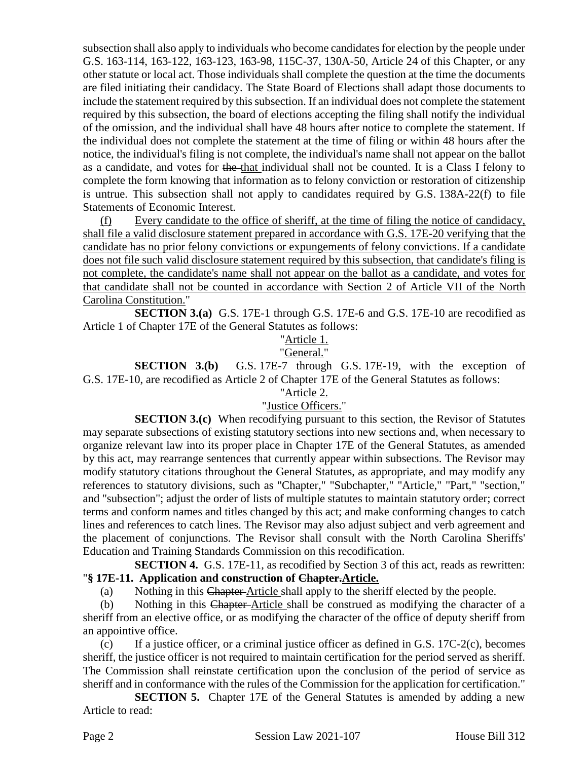subsection shall also apply to individuals who become candidates for election by the people under G.S. 163-114, 163-122, 163-123, 163-98, 115C-37, 130A-50, Article 24 of this Chapter, or any other statute or local act. Those individuals shall complete the question at the time the documents are filed initiating their candidacy. The State Board of Elections shall adapt those documents to include the statement required by this subsection. If an individual does not complete the statement required by this subsection, the board of elections accepting the filing shall notify the individual of the omission, and the individual shall have 48 hours after notice to complete the statement. If the individual does not complete the statement at the time of filing or within 48 hours after the notice, the individual's filing is not complete, the individual's name shall not appear on the ballot as a candidate, and votes for ~~the~~ that individual shall not be counted. It is a Class I felony to complete the form knowing that information as to felony conviction or restoration of citizenship is untrue. This subsection shall not apply to candidates required by G.S. 138A-22(f) to file Statements of Economic Interest.

(f) Every candidate to the office of sheriff, at the time of filing the notice of candidacy, shall file a valid disclosure statement prepared in accordance with G.S. 17E-20 verifying that the candidate has no prior felony convictions or expungements of felony convictions. If a candidate does not file such valid disclosure statement required by this subsection, that candidate's filing is not complete, the candidate's name shall not appear on the ballot as a candidate, and votes for that candidate shall not be counted in accordance with Section 2 of Article VII of the North Carolina Constitution."

**SECTION 3.(a)** G.S. 17E-1 through G.S. 17E-6 and G.S. 17E-10 are recodified as Article 1 of Chapter 17E of the General Statutes as follows:

"Article 1.

"General."

**SECTION 3.(b)** G.S. 17E-7 through G.S. 17E-19, with the exception of G.S. 17E-10, are recodified as Article 2 of Chapter 17E of the General Statutes as follows:

"Article 2.

"Justice Officers."

**SECTION 3.(c)** When recodifying pursuant to this section, the Revisor of Statutes may separate subsections of existing statutory sections into new sections and, when necessary to organize relevant law into its proper place in Chapter 17E of the General Statutes, as amended by this act, may rearrange sentences that currently appear within subsections. The Revisor may modify statutory citations throughout the General Statutes, as appropriate, and may modify any references to statutory divisions, such as "Chapter," "Subchapter," "Article," "Part," "section," and "subsection"; adjust the order of lists of multiple statutes to maintain statutory order; correct terms and conform names and titles changed by this act; and make conforming changes to catch lines and references to catch lines. The Revisor may also adjust subject and verb agreement and the placement of conjunctions. The Revisor shall consult with the North Carolina Sheriffs' Education and Training Standards Commission on this recodification.

**SECTION 4.** G.S. 17E-11, as recodified by Section 3 of this act, reads as rewritten:

"**§ 17E-11. Application and construction of ~~Chapter.~~Article.**

(a) Nothing in this ~~Chapter~~ Article shall apply to the sheriff elected by the people.

(b) Nothing in this ~~Chapter~~ Article shall be construed as modifying the character of a sheriff from an elective office, or as modifying the character of the office of deputy sheriff from an appointive office.

(c) If a justice officer, or a criminal justice officer as defined in G.S. 17C-2(c), becomes sheriff, the justice officer is not required to maintain certification for the period served as sheriff. The Commission shall reinstate certification upon the conclusion of the period of service as sheriff and in conformance with the rules of the Commission for the application for certification."

**SECTION 5.** Chapter 17E of the General Statutes is amended by adding a new Article to read: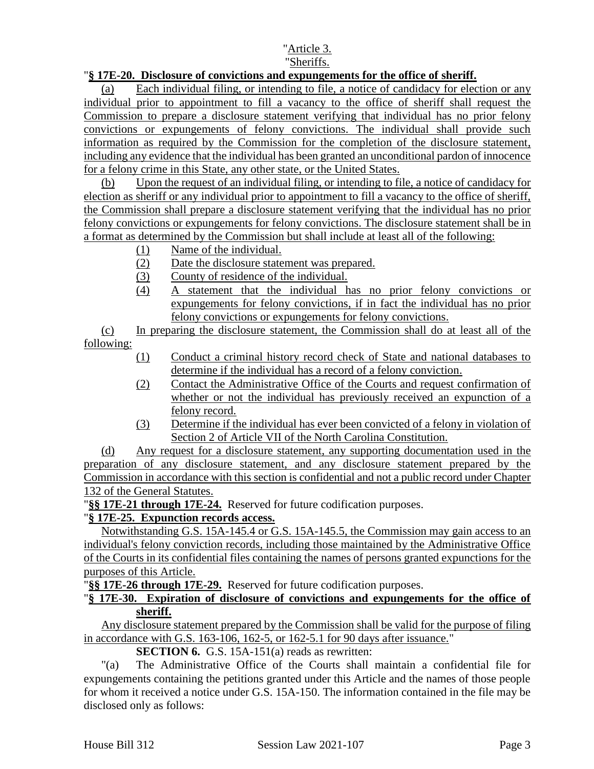"Article 3.

"Sheriffs.

"**§ 17E-20. Disclosure of convictions and expungements for the office of sheriff.**

(a) Each individual filing, or intending to file, a notice of candidacy for election or any individual prior to appointment to fill a vacancy to the office of sheriff shall request the Commission to prepare a disclosure statement verifying that individual has no prior felony convictions or expungements of felony convictions. The individual shall provide such information as required by the Commission for the completion of the disclosure statement, including any evidence that the individual has been granted an unconditional pardon of innocence for a felony crime in this State, any other state, or the United States.

(b) Upon the request of an individual filing, or intending to file, a notice of candidacy for election as sheriff or any individual prior to appointment to fill a vacancy to the office of sheriff, the Commission shall prepare a disclosure statement verifying that the individual has no prior felony convictions or expungements for felony convictions. The disclosure statement shall be in a format as determined by the Commission but shall include at least all of the following:

(1) Name of the individual.

(2) Date the disclosure statement was prepared.

(3) County of residence of the individual.

(4) A statement that the individual has no prior felony convictions or expungements for felony convictions, if in fact the individual has no prior felony convictions or expungements for felony convictions.

(c) In preparing the disclosure statement, the Commission shall do at least all of the following:

(1) Conduct a criminal history record check of State and national databases to determine if the individual has a record of a felony conviction.

(2) Contact the Administrative Office of the Courts and request confirmation of whether or not the individual has previously received an expunction of a felony record.

(3) Determine if the individual has ever been convicted of a felony in violation of Section 2 of Article VII of the North Carolina Constitution.

(d) Any request for a disclosure statement, any supporting documentation used in the preparation of any disclosure statement, and any disclosure statement prepared by the Commission in accordance with this section is confidential and not a public record under Chapter 132 of the General Statutes.

"**§§ 17E-21 through 17E-24.** Reserved for future codification purposes.

"**§ 17E-25. Expunction records access.**

Notwithstanding G.S. 15A-145.4 or G.S. 15A-145.5, the Commission may gain access to an individual's felony conviction records, including those maintained by the Administrative Office of the Courts in its confidential files containing the names of persons granted expunctions for the purposes of this Article.

"**§§ 17E-26 through 17E-29.** Reserved for future codification purposes.

"**§ 17E-30. Expiration of disclosure of convictions and expungements for the office of sheriff.**

Any disclosure statement prepared by the Commission shall be valid for the purpose of filing in accordance with G.S. 163-106, 162-5, or 162-5.1 for 90 days after issuance."

**SECTION 6.** G.S. 15A-151(a) reads as rewritten:

"(a) The Administrative Office of the Courts shall maintain a confidential file for expungements containing the petitions granted under this Article and the names of those people for whom it received a notice under G.S. 15A-150. The information contained in the file may be disclosed only as follows: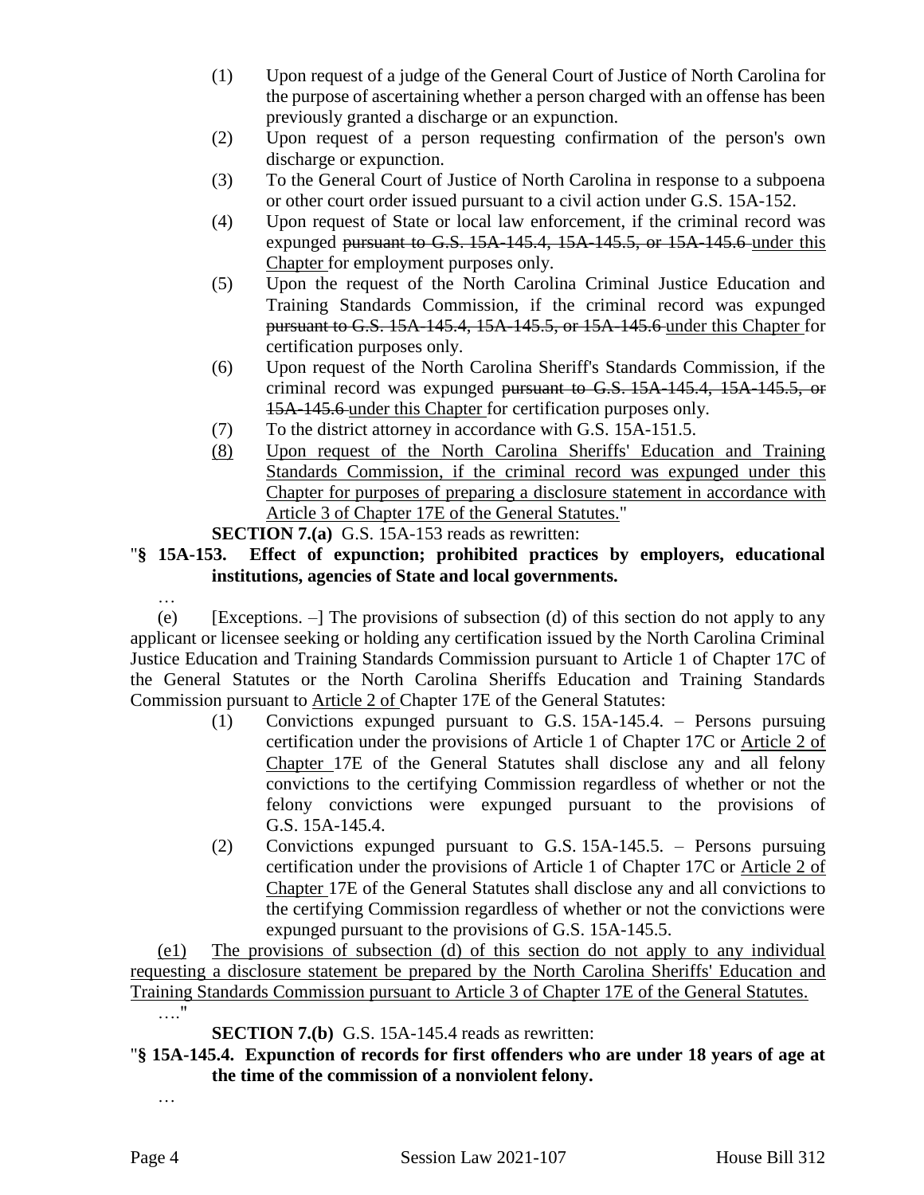(1) Upon request of a judge of the General Court of Justice of North Carolina for the purpose of ascertaining whether a person charged with an offense has been previously granted a discharge or an expunction.

(2) Upon request of a person requesting confirmation of the person's own discharge or expunction.

(3) To the General Court of Justice of North Carolina in response to a subpoena or other court order issued pursuant to a civil action under G.S. 15A-152.

(4) Upon request of State or local law enforcement, if the criminal record was expunged ~~pursuant to G.S. 15A-145.4, 15A-145.5, or 15A-145.6~~ under this Chapter for employment purposes only.

(5) Upon the request of the North Carolina Criminal Justice Education and Training Standards Commission, if the criminal record was expunged ~~pursuant to G.S. 15A-145.4, 15A-145.5, or 15A-145.6~~ under this Chapter for certification purposes only.

(6) Upon request of the North Carolina Sheriff's Standards Commission, if the criminal record was expunged ~~pursuant to G.S. 15A-145.4, 15A-145.5, or 15A-145.6~~ under this Chapter for certification purposes only.

(7) To the district attorney in accordance with G.S. 15A-151.5.

(8) Upon request of the North Carolina Sheriffs' Education and Training Standards Commission, if the criminal record was expunged under this Chapter for purposes of preparing a disclosure statement in accordance with Article 3 of Chapter 17E of the General Statutes."

**SECTION 7.(a)** G.S. 15A-153 reads as rewritten:

"**§ 15A-153. Effect of expunction; prohibited practices by employers, educational institutions, agencies of State and local governments.**

…

(e) [Exceptions. –] The provisions of subsection (d) of this section do not apply to any applicant or licensee seeking or holding any certification issued by the North Carolina Criminal Justice Education and Training Standards Commission pursuant to Article 1 of Chapter 17C of the General Statutes or the North Carolina Sheriffs Education and Training Standards Commission pursuant to Article 2 of Chapter 17E of the General Statutes:

(1) Convictions expunged pursuant to G.S. 15A-145.4. – Persons pursuing certification under the provisions of Article 1 of Chapter 17C or Article 2 of Chapter 17E of the General Statutes shall disclose any and all felony convictions to the certifying Commission regardless of whether or not the felony convictions were expunged pursuant to the provisions of G.S. 15A-145.4.

(2) Convictions expunged pursuant to G.S. 15A-145.5. – Persons pursuing certification under the provisions of Article 1 of Chapter 17C or Article 2 of Chapter 17E of the General Statutes shall disclose any and all convictions to the certifying Commission regardless of whether or not the convictions were expunged pursuant to the provisions of G.S. 15A-145.5.

(e1) The provisions of subsection (d) of this section do not apply to any individual requesting a disclosure statement be prepared by the North Carolina Sheriffs' Education and Training Standards Commission pursuant to Article 3 of Chapter 17E of the General Statutes.

…."

**SECTION 7.(b)** G.S. 15A-145.4 reads as rewritten:

"**§ 15A-145.4. Expunction of records for first offenders who are under 18 years of age at the time of the commission of a nonviolent felony.**

…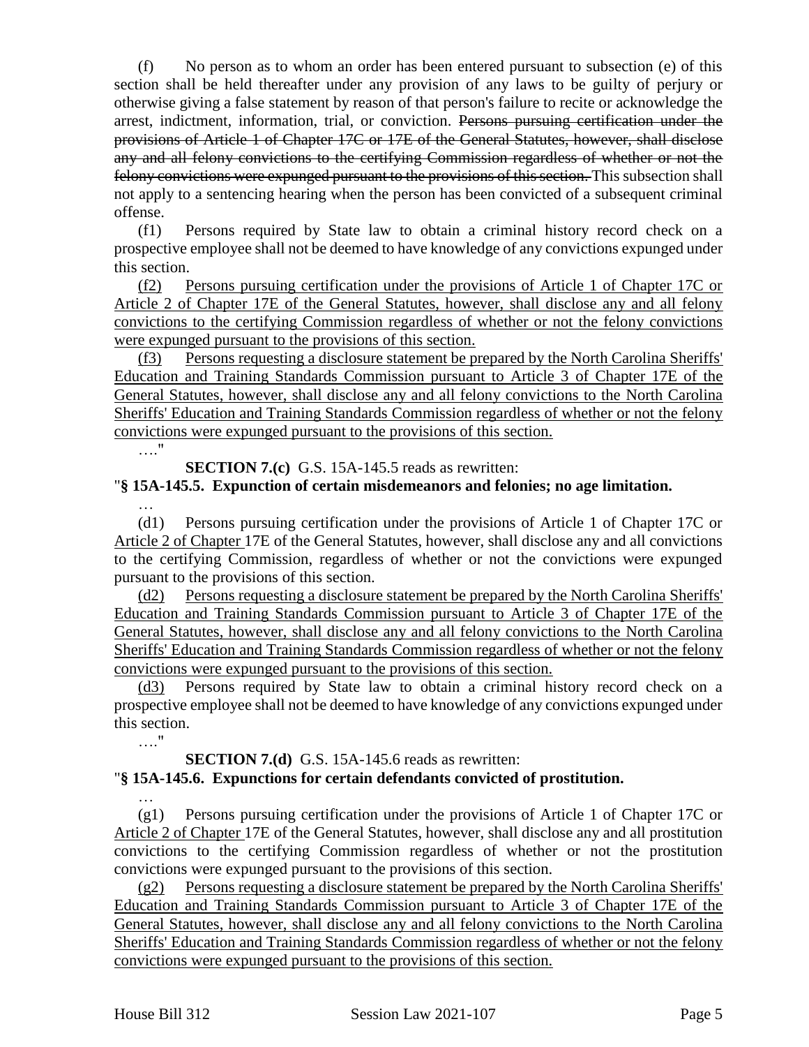(f) No person as to whom an order has been entered pursuant to subsection (e) of this section shall be held thereafter under any provision of any laws to be guilty of perjury or otherwise giving a false statement by reason of that person's failure to recite or acknowledge the arrest, indictment, information, trial, or conviction. ~~Persons pursuing certification under the provisions of Article 1 of Chapter 17C or 17E of the General Statutes, however, shall disclose any and all felony convictions to the certifying Commission regardless of whether or not the felony convictions were expunged pursuant to the provisions of this section.~~ This subsection shall not apply to a sentencing hearing when the person has been convicted of a subsequent criminal offense.

(f1) Persons required by State law to obtain a criminal history record check on a prospective employee shall not be deemed to have knowledge of any convictions expunged under this section.

<u>(f2) Persons pursuing certification under the provisions of Article 1 of Chapter 17C or Article 2 of Chapter 17E of the General Statutes, however, shall disclose any and all felony convictions to the certifying Commission regardless of whether or not the felony convictions were expunged pursuant to the provisions of this section.</u>

<u>(f3) Persons requesting a disclosure statement be prepared by the North Carolina Sheriffs' Education and Training Standards Commission pursuant to Article 3 of Chapter 17E of the General Statutes, however, shall disclose any and all felony convictions to the North Carolina Sheriffs' Education and Training Standards Commission regardless of whether or not the felony convictions were expunged pursuant to the provisions of this section.</u>

…."

**SECTION 7.(c)** G.S. 15A-145.5 reads as rewritten:

"**§ 15A-145.5. Expunction of certain misdemeanors and felonies; no age limitation.**

…

(d1) Persons pursuing certification under the provisions of Article 1 of Chapter 17C or <u>Article 2 of Chapter</u> 17E of the General Statutes, however, shall disclose any and all convictions to the certifying Commission, regardless of whether or not the convictions were expunged pursuant to the provisions of this section.

<u>(d2) Persons requesting a disclosure statement be prepared by the North Carolina Sheriffs' Education and Training Standards Commission pursuant to Article 3 of Chapter 17E of the General Statutes, however, shall disclose any and all felony convictions to the North Carolina Sheriffs' Education and Training Standards Commission regardless of whether or not the felony convictions were expunged pursuant to the provisions of this section.</u>

<u>(d3)</u> Persons required by State law to obtain a criminal history record check on a prospective employee shall not be deemed to have knowledge of any convictions expunged under this section.

…."

**SECTION 7.(d)** G.S. 15A-145.6 reads as rewritten:

"**§ 15A-145.6. Expunctions for certain defendants convicted of prostitution.**

…

(g1) Persons pursuing certification under the provisions of Article 1 of Chapter 17C or <u>Article 2 of Chapter</u> 17E of the General Statutes, however, shall disclose any and all prostitution convictions to the certifying Commission regardless of whether or not the prostitution convictions were expunged pursuant to the provisions of this section.

<u>(g2) Persons requesting a disclosure statement be prepared by the North Carolina Sheriffs' Education and Training Standards Commission pursuant to Article 3 of Chapter 17E of the General Statutes, however, shall disclose any and all felony convictions to the North Carolina Sheriffs' Education and Training Standards Commission regardless of whether or not the felony convictions were expunged pursuant to the provisions of this section.</u>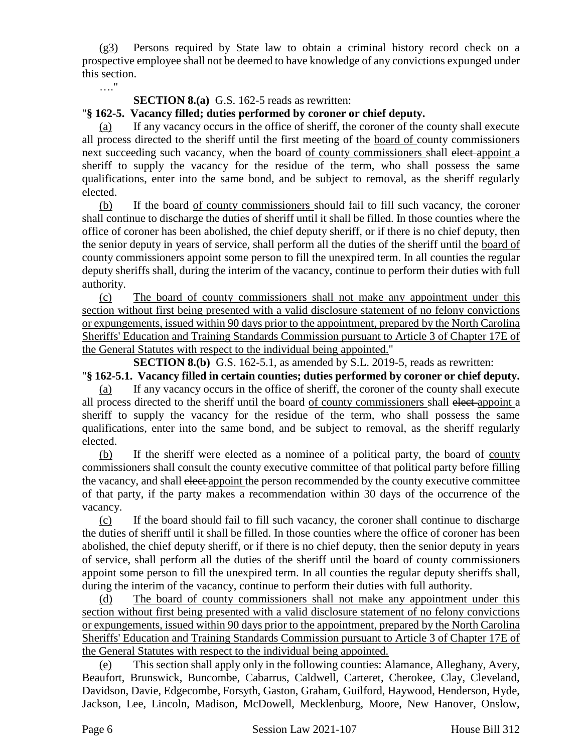(g3) Persons required by State law to obtain a criminal history record check on a prospective employee shall not be deemed to have knowledge of any convictions expunged under this section.

…."

**SECTION 8.(a)** G.S. 162-5 reads as rewritten:

"**§ 162-5. Vacancy filled; duties performed by coroner or chief deputy.**

(a) If any vacancy occurs in the office of sheriff, the coroner of the county shall execute all process directed to the sheriff until the first meeting of the board of county commissioners next succeeding such vacancy, when the board of county commissioners shall ~~elect~~ appoint a sheriff to supply the vacancy for the residue of the term, who shall possess the same qualifications, enter into the same bond, and be subject to removal, as the sheriff regularly elected.

(b) If the board of county commissioners should fail to fill such vacancy, the coroner shall continue to discharge the duties of sheriff until it shall be filled. In those counties where the office of coroner has been abolished, the chief deputy sheriff, or if there is no chief deputy, then the senior deputy in years of service, shall perform all the duties of the sheriff until the board of county commissioners appoint some person to fill the unexpired term. In all counties the regular deputy sheriffs shall, during the interim of the vacancy, continue to perform their duties with full authority.

(c) The board of county commissioners shall not make any appointment under this section without first being presented with a valid disclosure statement of no felony convictions or expungements, issued within 90 days prior to the appointment, prepared by the North Carolina Sheriffs' Education and Training Standards Commission pursuant to Article 3 of Chapter 17E of the General Statutes with respect to the individual being appointed."

**SECTION 8.(b)** G.S. 162-5.1, as amended by S.L. 2019-5, reads as rewritten:

"**§ 162-5.1. Vacancy filled in certain counties; duties performed by coroner or chief deputy.**

(a) If any vacancy occurs in the office of sheriff, the coroner of the county shall execute all process directed to the sheriff until the board of county commissioners shall ~~elect~~ appoint a sheriff to supply the vacancy for the residue of the term, who shall possess the same qualifications, enter into the same bond, and be subject to removal, as the sheriff regularly elected.

(b) If the sheriff were elected as a nominee of a political party, the board of county commissioners shall consult the county executive committee of that political party before filling the vacancy, and shall ~~elect~~ appoint the person recommended by the county executive committee of that party, if the party makes a recommendation within 30 days of the occurrence of the vacancy.

(c) If the board should fail to fill such vacancy, the coroner shall continue to discharge the duties of sheriff until it shall be filled. In those counties where the office of coroner has been abolished, the chief deputy sheriff, or if there is no chief deputy, then the senior deputy in years of service, shall perform all the duties of the sheriff until the board of county commissioners appoint some person to fill the unexpired term. In all counties the regular deputy sheriffs shall, during the interim of the vacancy, continue to perform their duties with full authority.

(d) The board of county commissioners shall not make any appointment under this section without first being presented with a valid disclosure statement of no felony convictions or expungements, issued within 90 days prior to the appointment, prepared by the North Carolina Sheriffs' Education and Training Standards Commission pursuant to Article 3 of Chapter 17E of the General Statutes with respect to the individual being appointed.

(e) This section shall apply only in the following counties: Alamance, Alleghany, Avery, Beaufort, Brunswick, Buncombe, Cabarrus, Caldwell, Carteret, Cherokee, Clay, Cleveland, Davidson, Davie, Edgecombe, Forsyth, Gaston, Graham, Guilford, Haywood, Henderson, Hyde, Jackson, Lee, Lincoln, Madison, McDowell, Mecklenburg, Moore, New Hanover, Onslow,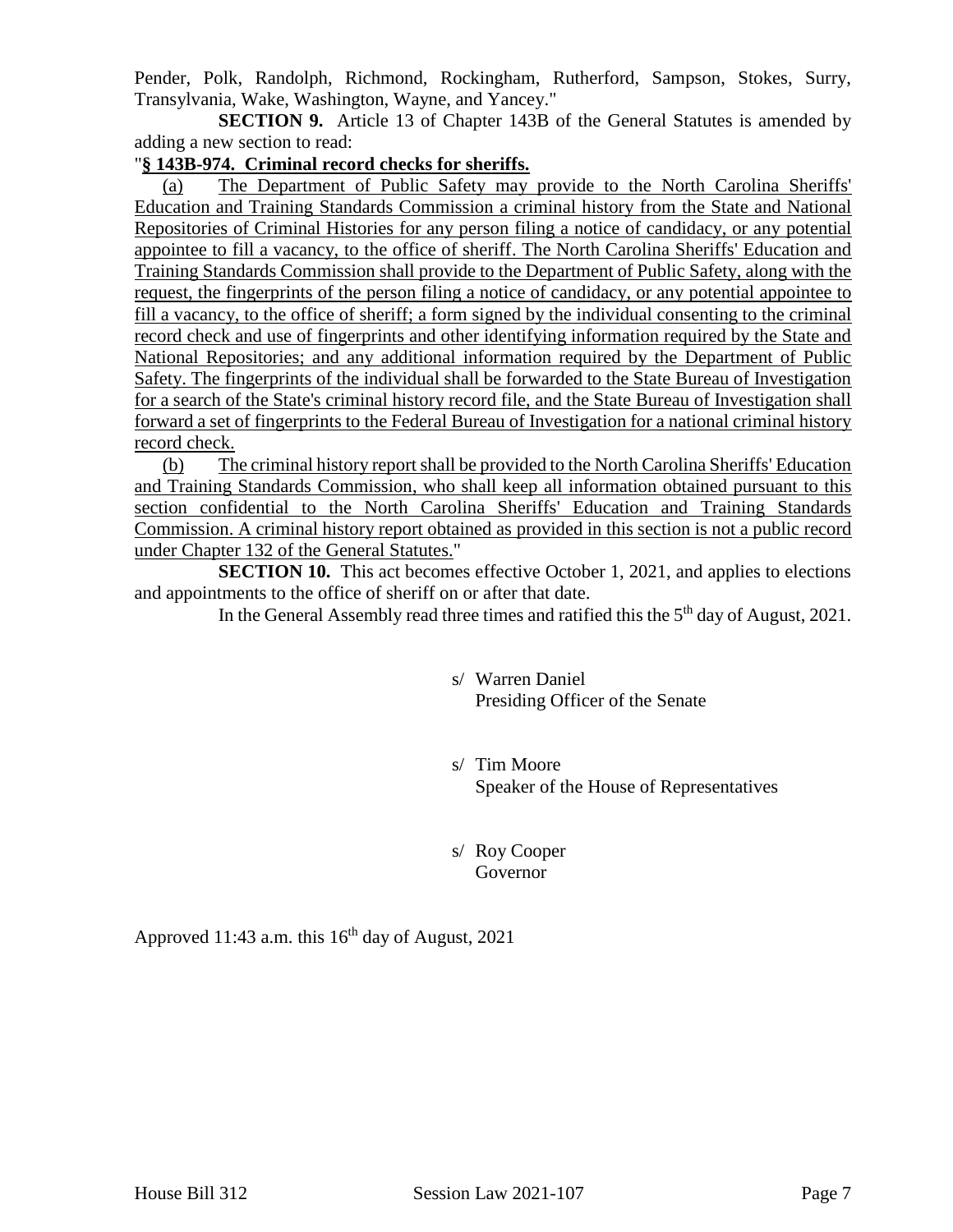Pender, Polk, Randolph, Richmond, Rockingham, Rutherford, Sampson, Stokes, Surry, Transylvania, Wake, Washington, Wayne, and Yancey."

**SECTION 9.** Article 13 of Chapter 143B of the General Statutes is amended by adding a new section to read:

"**§ 143B-974. Criminal record checks for sheriffs.**

(a) The Department of Public Safety may provide to the North Carolina Sheriffs' Education and Training Standards Commission a criminal history from the State and National Repositories of Criminal Histories for any person filing a notice of candidacy, or any potential appointee to fill a vacancy, to the office of sheriff. The North Carolina Sheriffs' Education and Training Standards Commission shall provide to the Department of Public Safety, along with the request, the fingerprints of the person filing a notice of candidacy, or any potential appointee to fill a vacancy, to the office of sheriff; a form signed by the individual consenting to the criminal record check and use of fingerprints and other identifying information required by the State and National Repositories; and any additional information required by the Department of Public Safety. The fingerprints of the individual shall be forwarded to the State Bureau of Investigation for a search of the State's criminal history record file, and the State Bureau of Investigation shall forward a set of fingerprints to the Federal Bureau of Investigation for a national criminal history record check.

(b) The criminal history report shall be provided to the North Carolina Sheriffs' Education and Training Standards Commission, who shall keep all information obtained pursuant to this section confidential to the North Carolina Sheriffs' Education and Training Standards Commission. A criminal history report obtained as provided in this section is not a public record under Chapter 132 of the General Statutes."

**SECTION 10.** This act becomes effective October 1, 2021, and applies to elections and appointments to the office of sheriff on or after that date.

In the General Assembly read three times and ratified this the 5th day of August, 2021.

s/ Warren Daniel
Presiding Officer of the Senate

s/ Tim Moore
Speaker of the House of Representatives

s/ Roy Cooper
Governor

Approved 11:43 a.m. this 16th day of August, 2021